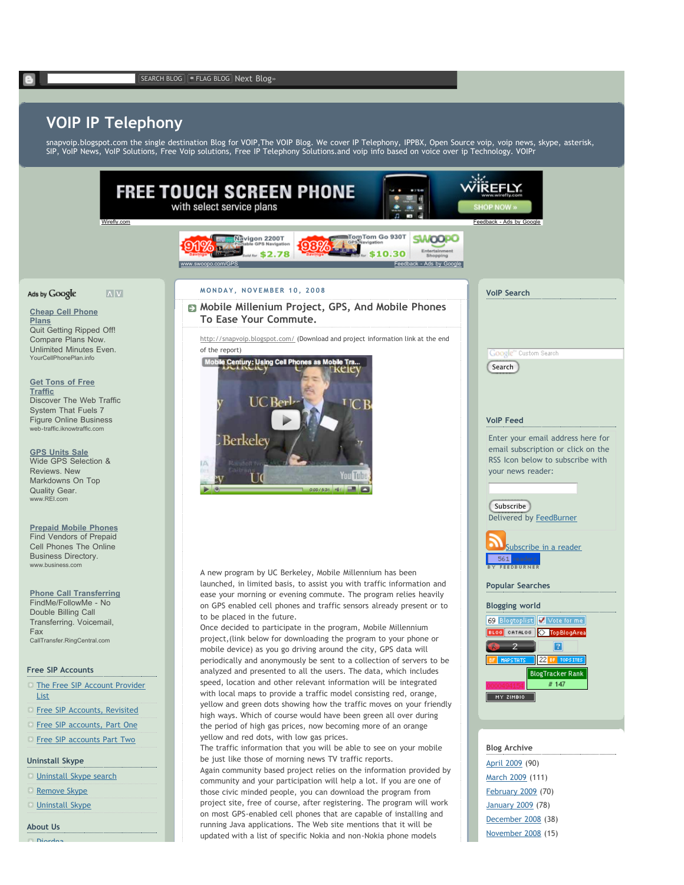SEARCH BLOG | FLAG BLOG | Next Blog»

# VOIP IP Telephony

snapvoip.blogspot.com the single destination Blog for VOIP,The VOIP Blog. We cover IP Telephony, IPPBX, Open Source voip, voip news, skype, asterisk, SIP, VoIP News, VoIP Solutions, Free Voip solutions, Free IP Telephony Solutions.and voip info based on voice over ip Technology. VOIPr

FREE TOUCH SCREEN PHONE with select service plans — WIREFLY — SHOP NOW »
Wirefly.com — Feedback - Ads by Google

91% Navigon 2200T Portable GPS Navigation Sold for $2.78 | 98% TomTom Go 930T GPS Navigation Sold for $10.30 | SWOOPO Entertainment Shopping
www.swoopo.com/GPS — Feedback - Ads by Google

MONDAY, NOVEMBER 10, 2008

## Mobile Millenium Project, GPS, And Mobile Phones To Ease Your Commute.

http://snapvoip.blogspot.com/ (Download and project information link at the end of the report)

Mobile Century: Using Cell Phones as Mobile Tra...

A new program by UC Berkeley, Mobile Millennium has been launched, in limited basis, to assist you with traffic information and ease your morning or evening commute. The program relies heavily on GPS enabled cell phones and traffic sensors already present or to to be placed in the future.

Once decided to participate in the program, Mobile Millennium project,(link below for downloading the program to your phone or mobile device) as you go driving around the city, GPS data will periodically and anonymously be sent to a collection of servers to be analyzed and presented to all the users. The data, which includes speed, location and other relevant information will be integrated with local maps to provide a traffic model consisting red, orange, yellow and green dots showing how the traffic moves on your friendly high ways. Which of course would have been green all over during the period of high gas prices, now becoming more of an orange yellow and red dots, with low gas prices.

The traffic information that you will be able to see on your mobile be just like those of morning news TV traffic reports.

Again community based project relies on the information provided by community and your participation will help a lot. If you are one of those civic minded people, you can download the program from project site, free of course, after registering. The program will work on most GPS-enabled cell phones that are capable of installing and running Java applications. The Web site mentions that it will be updated with a list of specific Nokia and non-Nokia phone models

Ads by Google

**Cheap Cell Phone Plans**
Quit Getting Ripped Off! Compare Plans Now. Unlimited Minutes Even.
YourCellPhonePlan.info

**Get Tons of Free Traffic**
Discover The Web Traffic System That Fuels 7 Figure Online Business
web-traffic.iknowtraffic.com

**GPS Units Sale**
Wide GPS Selection & Reviews. New Markdowns On Top Quality Gear.
www.REI.com

**Prepaid Mobile Phones**
Find Vendors of Prepaid Cell Phones The Online Business Directory.
www.business.com

**Phone Call Transferring**
FindMe/FollowMe - No Double Billing Call Transferring. Voicemail, Fax
CallTransfer.RingCentral.com

### Free SIP Accounts

- The Free SIP Account Provider List
- Free SIP Accounts, Revisited
- Free SIP accounts, Part One
- Free SIP accounts Part Two

### Uninstall Skype

- Uninstall Skype search
- Remove Skype
- Uninstall Skype

### About Us

- Diordna

### VoIP Search

Search

### VoIP Feed

Enter your email address here for email subscription or click on the RSS Icon below to subscribe with your news reader:

Subscribe

Delivered by FeedBurner

Subscribe in a reader

561 readers BY FEEDBURNER

### Popular Searches

### Blogging world

69 Blogtoplist | Vote for me | BLOG CATALOG | TopBlogArea | 2 | MAPSTATS | 22 TOPSITES | BlogTracker Rank # 147 | MY ZIMBIO

### Blog Archive

- April 2009 (90)
- March 2009 (111)
- February 2009 (70)
- January 2009 (78)
- December 2008 (38)
- November 2008 (15)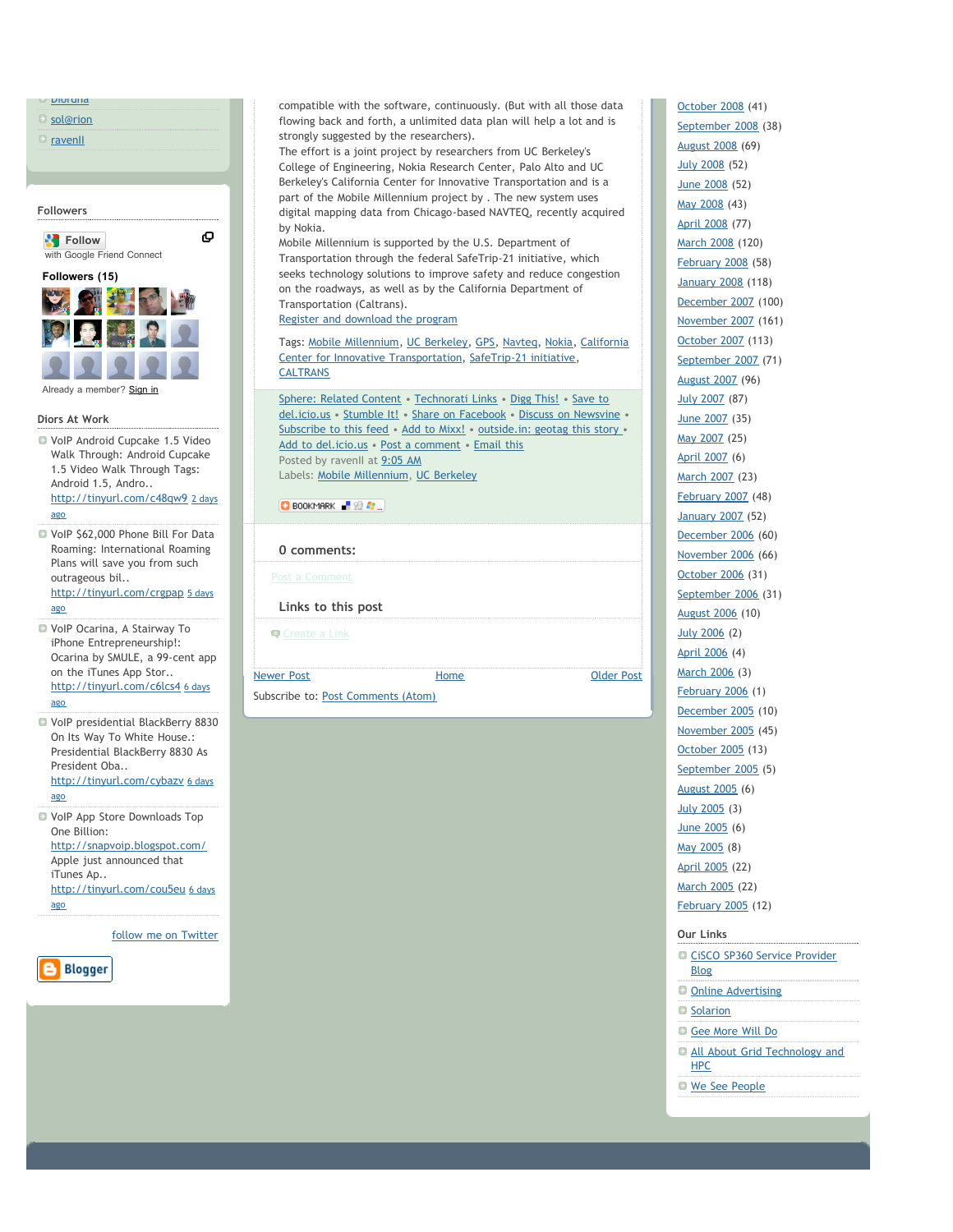- Diorama
- sol@rion
- ravenII

### Followers

Follow with Google Friend Connect

**Followers (15)**

Already a member? Sign in

### Diors At Work

- VoIP Android Cupcake 1.5 Video Walk Through: Android Cupcake 1.5 Video Walk Through Tags: Android 1.5, Andro.. http://tinyurl.com/c48qw9 2 days ago
- VoIP $62,000 Phone Bill For Data Roaming: International Roaming Plans will save you from such outrageous bil.. http://tinyurl.com/crgpap 5 days ago
- VoIP Ocarina, A Stairway To iPhone Entrepreneurship!: Ocarina by SMULE, a 99-cent app on the iTunes App Stor.. http://tinyurl.com/c6lcs4 6 days ago
- VoIP presidential BlackBerry 8830 On Its Way To White House.: Presidential BlackBerry 8830 As President Oba.. http://tinyurl.com/cybazv 6 days ago
- VoIP App Store Downloads Top One Billion: http://snapvoip.blogspot.com/ Apple just announced that iTunes Ap.. http://tinyurl.com/cou5eu 6 days ago

follow me on Twitter

Blogger

compatible with the software, continuously. (But with all those data flowing back and forth, a unlimited data plan will help a lot and is strongly suggested by the researchers).

The effort is a joint project by researchers from UC Berkeley's College of Engineering, Nokia Research Center, Palo Alto and UC Berkeley's California Center for Innovative Transportation and is a part of the Mobile Millennium project by . The new system uses digital mapping data from Chicago-based NAVTEQ, recently acquired by Nokia.

Mobile Millennium is supported by the U.S. Department of Transportation through the federal SafeTrip-21 initiative, which seeks technology solutions to improve safety and reduce congestion on the roadways, as well as by the California Department of Transportation (Caltrans).

Register and download the program

Tags: Mobile Millennium, UC Berkeley, GPS, Navteq, Nokia, California Center for Innovative Transportation, SafeTrip-21 initiative, CALTRANS

Sphere: Related Content • Technorati Links • Digg This! • Save to del.icio.us • Stumble It! • Share on Facebook • Discuss on Newsvine • Subscribe to this feed • Add to Mixx! • outside.in: geotag this story • Add to del.icio.us • Post a comment • Email this

Posted by ravenII at 9:05 AM

Labels: Mobile Millennium, UC Berkeley

BOOKMARK

### 0 comments:

Post a Comment

### Links to this post

Create a Link

Newer Post | Home | Older Post

Subscribe to: Post Comments (Atom)

- October 2008 (41)
- September 2008 (38)
- August 2008 (69)
- July 2008 (52)
- June 2008 (52)
- May 2008 (43)
- April 2008 (77)
- March 2008 (120)
- February 2008 (58)
- January 2008 (118)
- December 2007 (100)
- November 2007 (161)
- October 2007 (113)
- September 2007 (71)
- August 2007 (96)
- July 2007 (87)
- June 2007 (35)
- May 2007 (25)
- April 2007 (6)
- March 2007 (23)
- February 2007 (48)
- January 2007 (52)
- December 2006 (60)
- November 2006 (66)
- October 2006 (31)
- September 2006 (31)
- August 2006 (10)
- July 2006 (2)
- April 2006 (4)
- March 2006 (3)
- February 2006 (1)
- December 2005 (10)
- November 2005 (45)
- October 2005 (13)
- September 2005 (5)
- August 2005 (6)
- July 2005 (3)
- June 2005 (6)
- May 2005 (8)
- April 2005 (22)
- March 2005 (22)
- February 2005 (12)

### Our Links

- CiSCO SP360 Service Provider Blog
- Online Advertising
- Solarion
- Gee More Will Do
- All About Grid Technology and HPC
- We See People